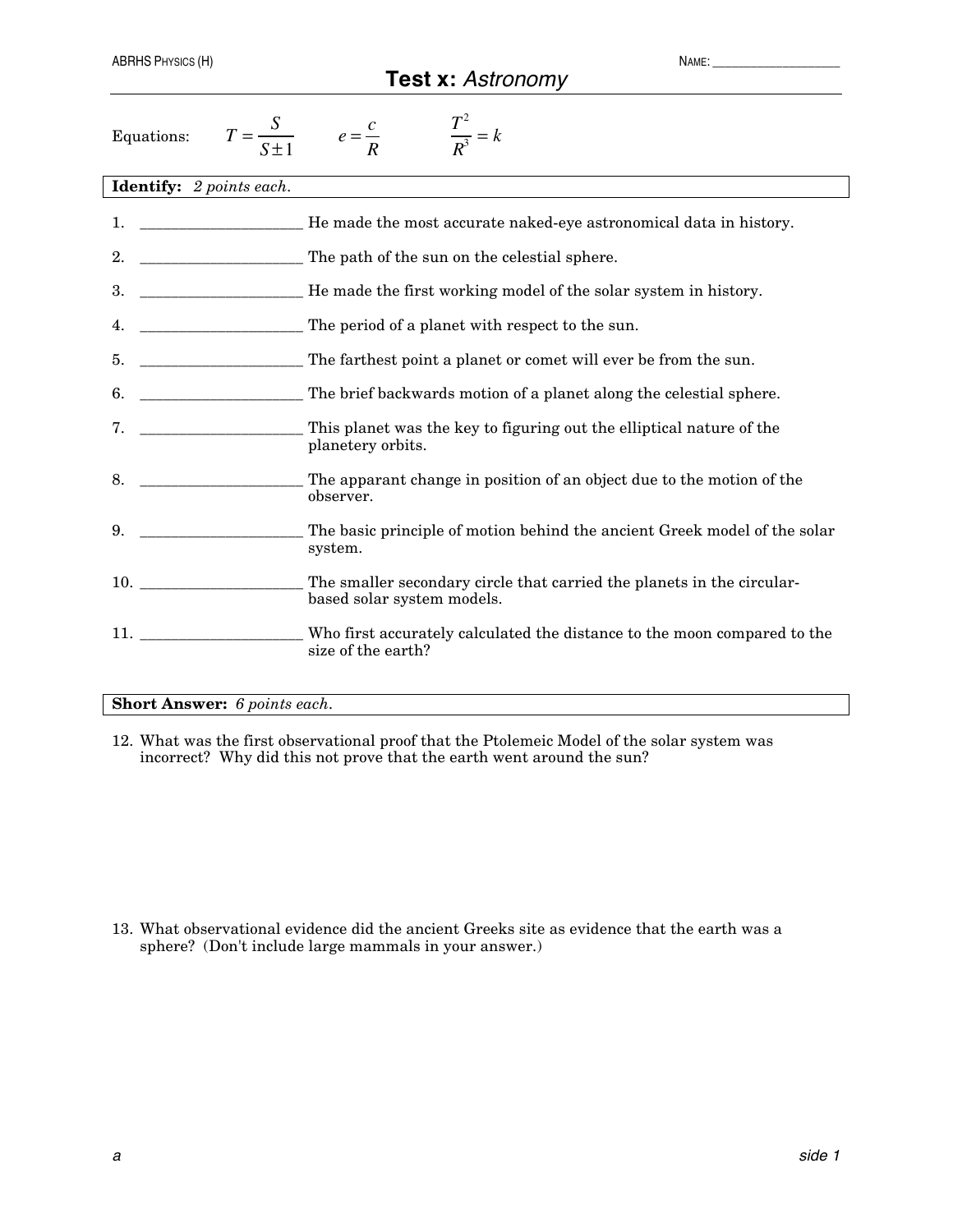ABRHS PHYSICS (H) NAME: ____________________

# Test x: *Astronomy*

Equations: $T = \dfrac{S}{S \pm 1}$ $e = \dfrac{c}{R}$ $\dfrac{T^2}{R^3} = k$

**Identify:** *2 points each.*

1. ______________________ He made the most accurate naked-eye astronomical data in history.
2. ______________________ The path of the sun on the celestial sphere.
3. ______________________ He made the first working model of the solar system in history.
4. ______________________ The period of a planet with respect to the sun.
5. ______________________ The farthest point a planet or comet will ever be from the sun.
6. ______________________ The brief backwards motion of a planet along the celestial sphere.
7. ______________________ This planet was the key to figuring out the elliptical nature of the planetery orbits.
8. ______________________ The apparant change in position of an object due to the motion of the observer.
9. ______________________ The basic principle of motion behind the ancient Greek model of the solar system.
10. ______________________ The smaller secondary circle that carried the planets in the circular-based solar system models.
11. ______________________ Who first accurately calculated the distance to the moon compared to the size of the earth?

**Short Answer:** *6 points each.*

12. What was the first observational proof that the Ptolemeic Model of the solar system was incorrect? Why did this not prove that the earth went around the sun?

13. What observational evidence did the ancient Greeks site as evidence that the earth was a sphere? (Don't include large mammals in your answer.)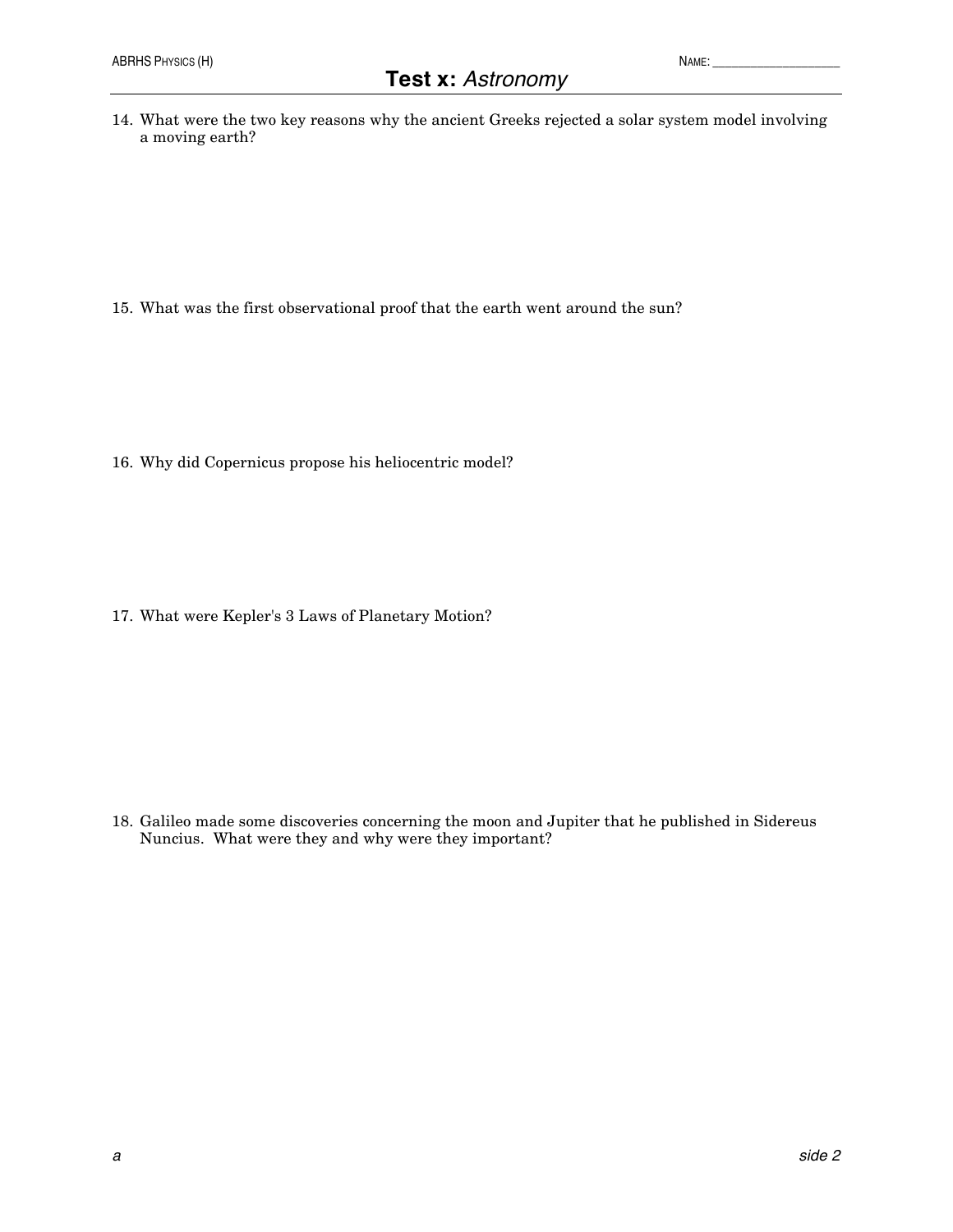14. What were the two key reasons why the ancient Greeks rejected a solar system model involving a moving earth?

15. What was the first observational proof that the earth went around the sun?

16. Why did Copernicus propose his heliocentric model?

17. What were Kepler's 3 Laws of Planetary Motion?

18. Galileo made some discoveries concerning the moon and Jupiter that he published in Sidereus Nuncius. What were they and why were they important?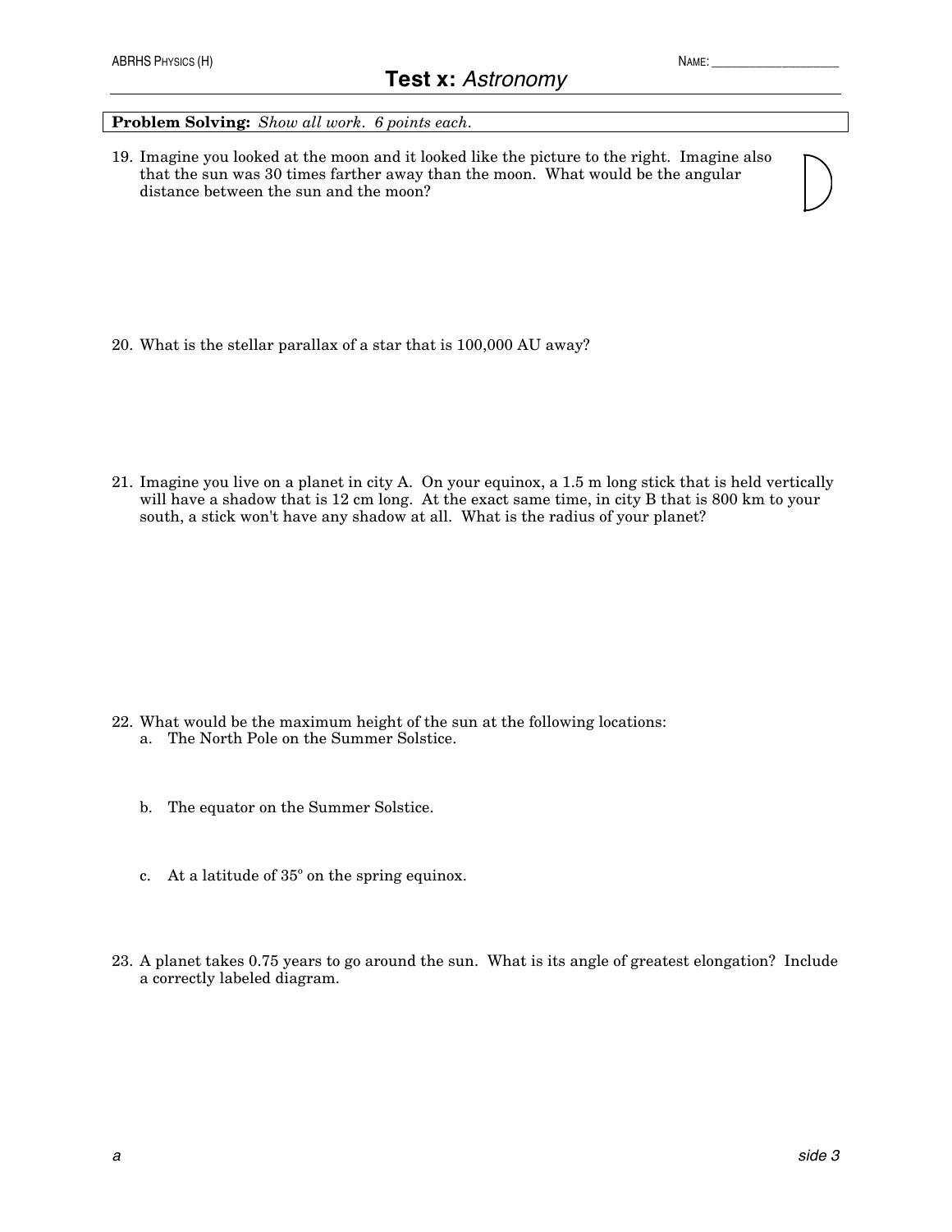**Test x:** *Astronomy*

NAME: ____________________

**Problem Solving:** *Show all work. 6 points each.*

19. Imagine you looked at the moon and it looked like the picture to the right. Imagine also that the sun was 30 times farther away than the moon. What would be the angular distance between the sun and the moon?

20. What is the stellar parallax of a star that is 100,000 AU away?

21. Imagine you live on a planet in city A. On your equinox, a 1.5 m long stick that is held vertically will have a shadow that is 12 cm long. At the exact same time, in city B that is 800 km to your south, a stick won't have any shadow at all. What is the radius of your planet?

22. What would be the maximum height of the sun at the following locations:
    a. The North Pole on the Summer Solstice.

    b. The equator on the Summer Solstice.

    c. At a latitude of $35^{\circ}$ on the spring equinox.

23. A planet takes 0.75 years to go around the sun. What is its angle of greatest elongation? Include a correctly labeled diagram.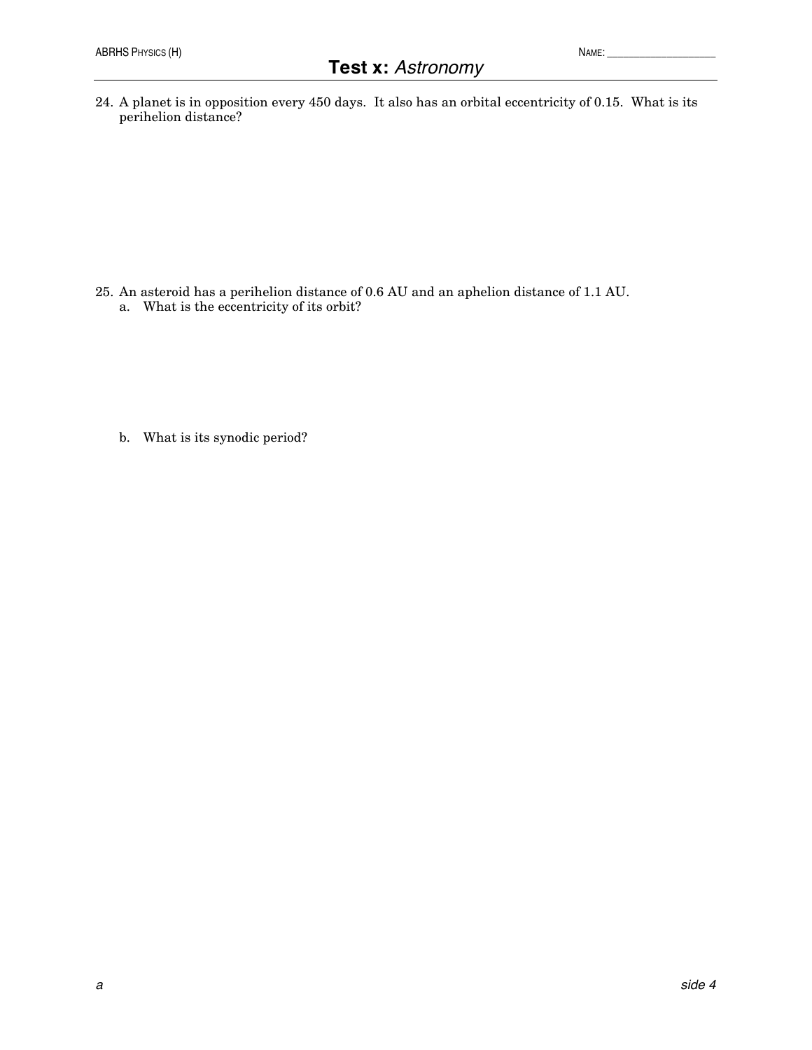24. A planet is in opposition every 450 days. It also has an orbital eccentricity of 0.15. What is its perihelion distance?

25. An asteroid has a perihelion distance of 0.6 AU and an aphelion distance of 1.1 AU.
    a. What is the eccentricity of its orbit?

    b. What is its synodic period?